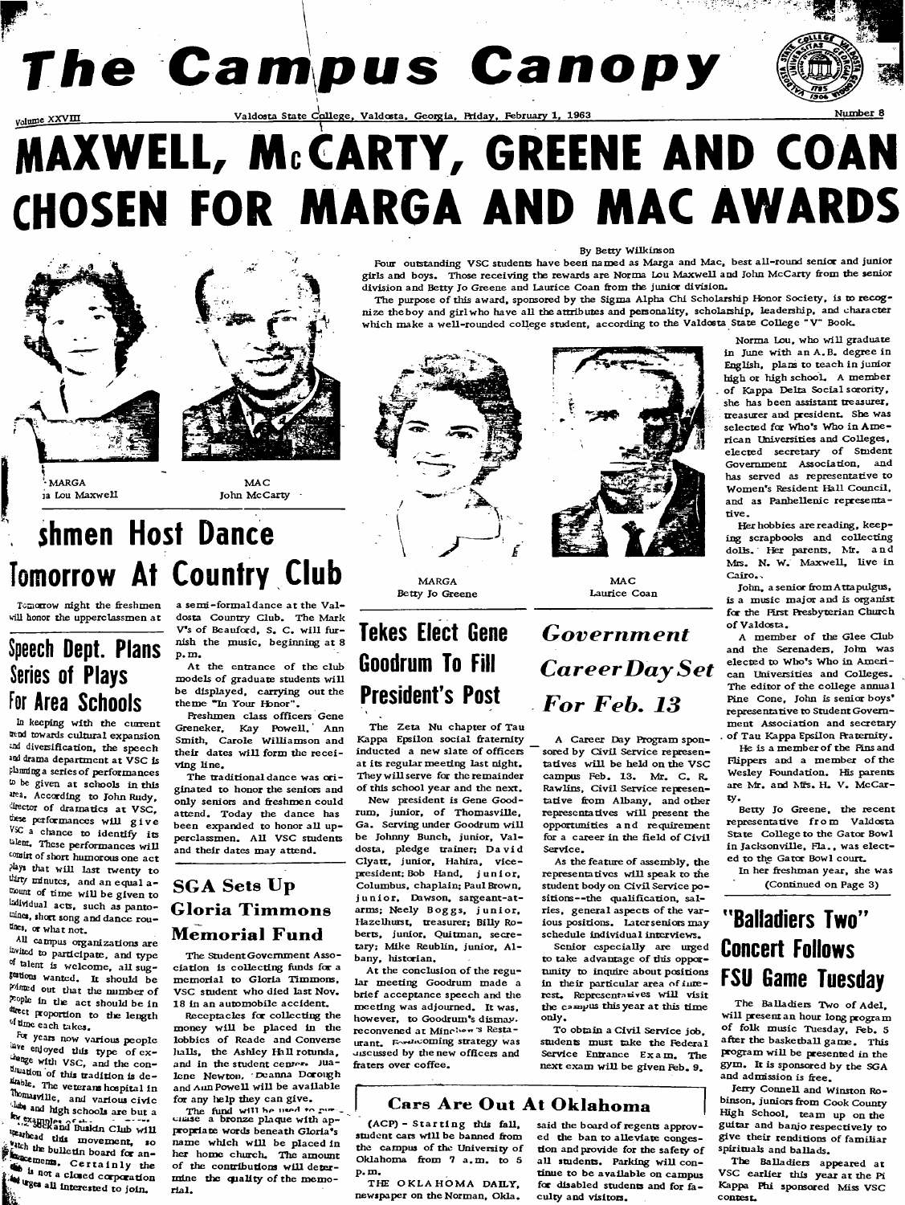# The Campus Canopy

Volume XXVIII — Valdosta State College, Valdosta, Georgia, Friday, February 1, 1963 — Number 8

# MAXWELL, McCARTY, GREENE AND COAN CHOSEN FOR MARGA AND MAC AWARDS

MARGA
Norma Lou Maxwell

MAC
John McCarty

By Betty Wilkinson

Four outstanding VSC students have been named as Marga and Mac, best all-round senior and junior girls and boys. Those receiving the rewards are Norma Lou Maxwell and John McCarty from the senior division and Betty Jo Greene and Laurice Coan from the junior division.

The purpose of this award, sponsored by the Sigma Alpha Chi Scholarship Honor Society, is to recognize the boy and girl who have all the attributes and personality, scholarship, leadership, and character which make a well-rounded college student, according to the Valdosta State College "V" Book.

MARGA
Betty Jo Greene

MAC
Laurice Coan

Norma Lou, who will graduate in June with an A.B. degree in English, plans to teach in junior high or high school. A member of Kappa Delta Social sorority, she has been assistant treasurer, treasurer and president. She was selected for Who's Who in American Universities and Colleges, elected secretary of Student Government Association, and has served as representative to Women's Resident Hall Council, and as Panhellenic representative.

Her hobbies are reading, keeping scrapbooks and collecting dolls. Her parents, Mr. and Mrs. N. W. Maxwell, live in Cairo.

John, a senior from Attapulgus, is a music major and is organist for the First Presbyterian Church of Valdosta.

A member of the Glee Club and the Serenaders, John was elected to Who's Who in American Universities and Colleges. The editor of the college annual Pine Cone, John is senior boys' representative to Student Government Association and secretary of Tau Kappa Epsilon Fraternity.

He is a member of the Fins and Flippers and a member of the Wesley Foundation. His parents are Mr. and Mrs. H. V. McCarty.

Betty Jo Greene, the recent representative from Valdosta State College to the Gator Bowl in Jacksonville, Fla., was elected to the Gator Bowl court.

In her freshman year, she was

(Continued on Page 3)

## Freshmen Host Dance Tomorrow At Country Club

Tomorrow night the freshmen will honor the upperclassmen at a semi-formal dance at the Valdosta Country Club. The Mark V's of Beauford, S. C. will furnish the music, beginning at 8 p.m.

At the entrance of the club models of graduate students will be displayed, carrying out the theme "In Your Honor".

Freshmen class officers Gene Greneker, Kay Powell, Ann Smith, Carole Williamson and their dates will form the receiving line.

The traditional dance was originated to honor the seniors and only seniors and freshmen could attend. Today the dance has been expanded to honor all upperclassmen. All VSC students and their dates may attend.

## Speech Dept. Plans Series of Plays For Area Schools

In keeping with the current trend towards cultural expansion and diversification, the speech and drama department at VSC is planning a series of performances to be given at schools in this area. According to John Rudy, director of dramatics at VSC, these performances will give VSC a chance to identify its talent. These performances will consist of short humorous one act plays that will last twenty to thirty minutes, and an equal amount of time will be given to individual acts, such as pantomimes, short song and dance routines, or what not.

All campus organizations are invited to participate, and type of talent is welcome, all suggestions wanted. It should be pointed out that the number of people in the act should be in direct proportion to the length of time each takes.

For years now various people have enjoyed this type of exchange with VSC, and the continuation of this tradition is desirable. The veterans hospital in Thomasville, and various civic clubs and high schools are but a few examples of ... The Sock and Buskin Club will spearhead this movement, so watch the bulletin board for announcements. Certainly the ... is not a closed corporation and urges all interested to join.

## SGA Sets Up Gloria Timmons Memorial Fund

The Student Government Association is collecting funds for a memorial to Gloria Timmons, VSC student who died last Nov. 18 in an automobile accident.

Receptacles for collecting the money will be placed in the lobbies of Reade and Converse halls, the Ashley Hall rotunda, and in the student center. Jualene Newton, Deanna Dorough and Ann Powell will be available for any help they can give.

The fund will be used to purchase a bronze plaque with appropriate words beneath Gloria's name which will be placed in her home church. The amount of the contributions will determine the quality of the memorial.

## Tekes Elect Gene Goodrum To Fill President's Post

The Zeta Nu chapter of Tau Kappa Epsilon social fraternity inducted a new slate of officers at its regular meeting last night. They will serve for the remainder of this school year and the next.

New president is Gene Goodrum, junior, of Thomasville, Ga. Serving under Goodrum will be Johnny Bunch, junior, Valdosta, pledge trainer; David Clyatt, junior, Hahira, vice-president; Bob Hand, junior, Columbus, chaplain; Paul Brown, junior, Dawson, sargeant-at-arms; Neely Boggs, junior, Hazelhurst, treasurer; Billy Roberts, junior, Quitman, secretary; Mike Reublin, junior, Albany, historian.

At the conclusion of the regular meeting Goodrum made a brief acceptance speech and the meeting was adjourned. It was, however, to Goodrum's dismay, reconvened at Minchew's Restaurant. Homecoming strategy was discussed by the new officers and fraters over coffee.

## *Government Career Day Set For Feb. 13*

A Career Day Program sponsored by Civil Service representatives will be held on the VSC campus Feb. 13. Mr. C. R. Rawlins, Civil Service representative from Albany, and other representatives will present the opportunities and requirement for a career in the field of Civil Service.

As the feature of assembly, the representatives will speak to the student body on Civil Service positions--the qualification, salaries, general aspects of the various positions. Later seniors may schedule individual interviews.

Senior especially are urged to take advantage of this opportunity to inquire about positions in their particular area of interest. Representatives will visit the campus this year at this time only.

To obtain a Civil Service job, students must take the Federal Service Entrance Exam. The next exam will be given Feb. 9.

## "Balladiers Two" Concert Follows FSU Game Tuesday

The Balladiers Two of Adel, will present an hour long program of folk music Tuesday, Feb. 5 after the basketball game. This program will be presented in the gym. It is sponsored by the SGA and admission is free.

Jerry Connell and Winston Robinson, juniors from Cook County High School, team up on the guitar and banjo respectively to give their renditions of familiar spirituals and ballads.

The Balladiers appeared at VSC earlier this year at the Pi Kappa Phi sponsored Miss VSC contest.

## Cars Are Out At Oklahoma

(ACP) - Starting this fall, student cars will be banned from the campus of the University of Oklahoma from 7 a.m. to 5 p.m.

THE OKLAHOMA DAILY, newspaper on the Norman, Okla. said the board of regents approved the ban to alleviate congestion and provide for the safety of all students. Parking will continue to be available on campus for disabled students and for faculty and visitors.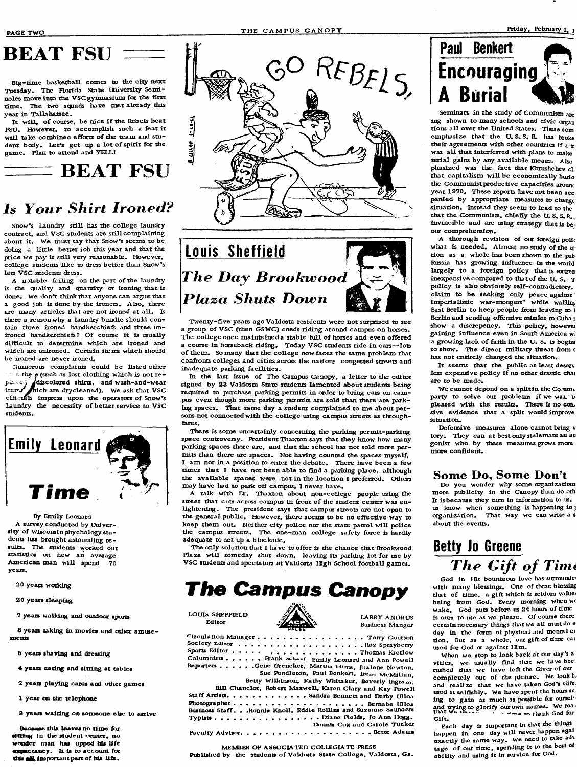# BEAT FSU

Big-time basketball comes to the city next Tuesday. The Florida State University Seminoles move into the VSC gymnasium for the first time. The two squads have met already this year in Tallahassee.

It will, of course, be nice if the Rebels beat FSU. However, to accomplish such a feat it will take combined efforts of the team and student body. Let's get up a lot of spirit for the game. Plan to attend and YELL!

# BEAT FSU

## *Is Your Shirt Ironed?*

Snow's Laundry still has the college laundry contract, and VSC students are still complaining about it. We must say that Snow's seems to be doing a little better job this year and that the price we pay is still very reasonable. However, college students like to dress better than Snow's lets VSC students dress.

A notable failing on the part of the laundry is the quality and quantity of ironing that is done. We don't think that anyone can argue that a good job is done by the ironers. Also, there are many articles that are not ironed at all. Is there a reason why a laundry bundle should contain three ironed handkerchiefs and three unironed handkerchiefs? Of course it is usually difficult to determine which are ironed and which are unironed. Certain items which should be ironed are never ironed.

Numerous complaints could be listed other than the (such as lost clothing which is not replaced, discolored shirts, and wash-and-wear items which are drycleaned). We ask that VSC officials impress upon the operators of Snow's Laundry the necessity of better service to VSC students.

## Emily Leonard

## *Time*

By Emily Leonard

A survey conducted by University of Wisconsin phychology students has brought astounding results. The students worked out statistics on how an average American man will spend 70 years.

20 years working

20 years sleeping

7 years walking and outdoor sports

8 years taking in movies and other amusements

5 years shaving and dressing

4 years eating and sitting at tables

2 years playing cards and other games

1 year on the telephone

3 years waiting on someone else to arrive

Because this leaves no time for sitting in the student center, no wonder man has upped his life expectancy. It is to account for this all important part of his life.

GO REBELS!

## Louis Sheffield

## *The Day Brookwood Plaza Shuts Down*

Twenty-five years ago Valdosta residents were not surprised to see a group of VSC (then GSWC) coeds riding around campus on horses. The college once maintained a stable full of horses and even offered a course in horseback riding. Today VSC students ride in cars--lots of them. So many that the college now faces the same problem that confronts colleges and cities across the nation: congested streets and inadequate parking facilities.

In the last issue of The Campus Canopy, a letter to the editor signed by 23 Valdosta State students lamented about students being required to purchase parking permits in order to bring cars on campus even though more parking permits are sold than there are parking spaces. That same day a student complained to me about persons not connected with the college using campus streets as throughfares.

There is some uncertainly concerning the parking permit-parking space controversy. President Thaxton says that they know how many parking spaces there are, and that the school has not sold more permits than there are spaces. Not having counted the spaces myself, I am not in a position to enter the debate. There have been a few times that I have not been able to find a parking place, although the available spaces were not in the location I preferred. Others may have had to park off campus; I never have.

A talk with Dr. Thaxton about non-college people using the street that cuts across campus in front of the student center was enlightening. The president says that campus streets are not open to the general public. However, there seems to be no effective way to keep them out. Neither city police nor the state patrol will police the campus streets. The one-man college safety force is hardly adequate to set up a blockade.

The only solution that I have to offer is the chance that Brookwood Plaza will someday shut down, leaving its parking lot for use by VSC students and spectators at Valdosta High School football games.

# The Campus Canopy

LOUIS SHEFFIELD, Editor — LARRY ANDRUS, Business Manger

Circulation Manager . . . . . Terry Courson
Society Editor . . . . . Roz Sprayberry
Sports Editor . . . . . Thomas Kretlow
Columnists . . . . . Frank Scharf, Emily Leonard and Ann Powell
Reporters . . . . . Gene Greneker, Martha Mims, Jualene Newton, Sue Pendleton, Paul Benkert, Irene McMillan, Betty Wilkinson, Kathy Whitaker, Beverly Ingram, Bill Chanclor, Robert Maxwell, Karen Clary and Kay Powell
Staff Artists . . . . . Sandra Bennett and Derby Ulloa
Photographer . . . . . Bernabe Ulloa
Business Staff . . . . . Ronnie Knoll, Eddie Rollins and Suzanne Saunders
Typists . . . . . Diane Fields, Jo Ann Hogg, Dennis Cox and Carole Tucker
Faculty Advisor . . . . . Bette Adams

MEMBER OF ASSOCIATED COLLEGIATE PRESS
Published by the students of Valdosta State College, Valdosta, Ga.

## Paul Benkert

## Encouraging A Burial

Seminars in the study of Communism are being shown to many schools and civic organizations all over the United States. These seminars emphasize that the U.S.S.R. has broken their agreements with other countries if a treaty was all that interferred with plans to make material gains by any available means. Also emphasized was the fact that Khrushchev claims that capitalism will be economically buried by the Communist productive capacities around the year 1970. These reports have not been accompanied by appropriate measures to change the situation. Instead they seem to lead to the idea that the Communists, chiefly the U.S.S.R., are invincible and are using strategy that is beyond our comprehension.

A thorough revision of our foreign policy is what is needed. Almost no study of the situation as a whole has been shown to the public. Russia has growing influence in the world due largely to a foreign policy that is extremely inexpensive compared to that of the U. S. The policy is also obviously self-contradictory. They claim to be seeking only peace against "imperialistic war-mongers" while walling East Berlin to keep people from leaving to West Berlin and sending offensive missiles to Cuba should show a discrepency. This policy, however, is gaining influence even in South America where a growing lack of faith in the U. S. is beginning to show. The direct military threat from Cuba has not entirely changed the situation.

It seems that the public at least deserves a less expensive policy if no other drastic changes are to be made.

We cannot depend on a split in the Communist party to solve our problems if we want to be pleased with the results. There is no conclusive evidence that a split would improve the situation.

Defensive measures alone cannot bring victory. They can at best only stalemate an antagonist who by these measures grows more and more confident.

### Some Do, Some Don't

Do you wonder why some organizations get more publicity in the Canopy than do others? It is because they turn in information to us. Let us know when something is happening in your organization. That way we can write a story about the events.

## Betty Jo Greene

## *The Gift of Time*

God in His bounteous love has surrounded us with many blessings. One of these blessings is that of time, a gift which is seldom valued as being from God. Every morning when we wake, God puts before us 24 hours of time which is ours to use as we please. Of course there are certain necessary things that we all must do every day in the form of physical and mental exertion. But as a whole, our gift of time can be used for God or against Him.

When we stop to look back at our day's activities, we usually find that we have been so rushed that we have left the Giver of our time completely out of the picture. We look back and realize that we have taken God's Gift and used it selfishly. We have spent the hours seeking to gain as much as possible for ourselves and trying to glorify our own names. We realize that we ... time to thank God for His Gift.

Each day is important in that the things that happen in one day will never happen again in exactly the same way. We need to take advantage of our time, spending it to the best of our ability and using it in service for God.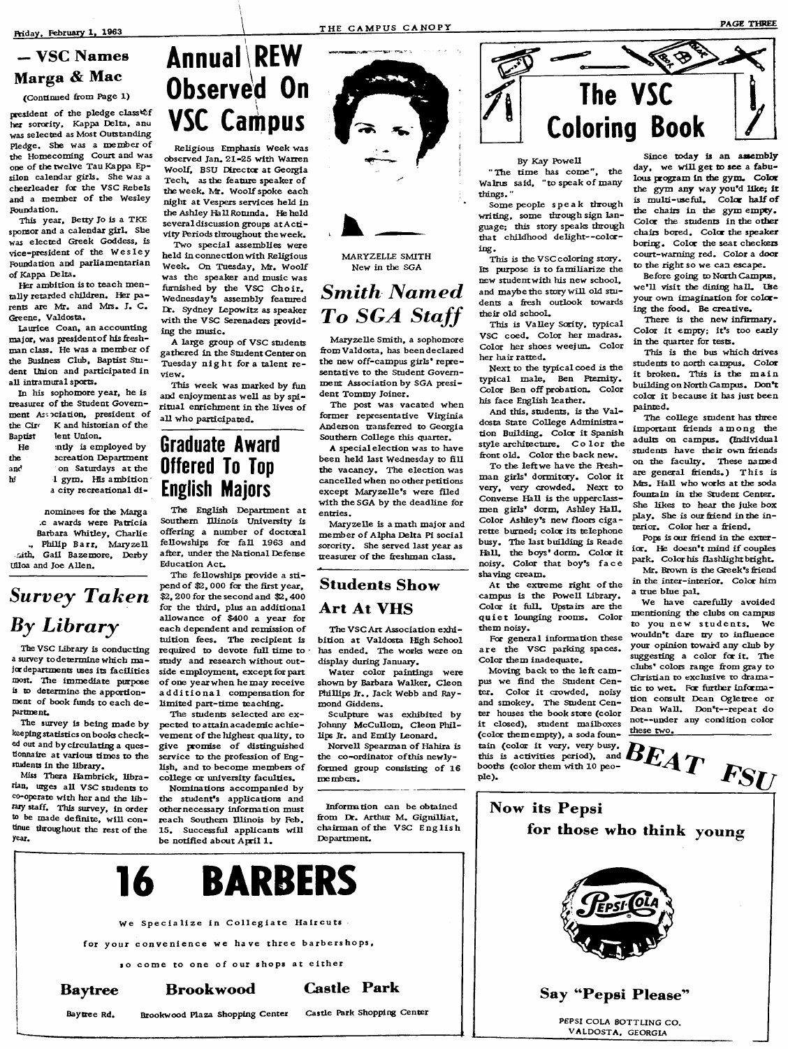## — VSC Names Marga & Mac

(Continued from Page 1)

president of the pledge class of her sorority, Kappa Delta, and was selected as Most Outstanding Pledge. She was a member of the Homecoming Court and was one of the twelve Tau Kappa Epsilon calendar girls. She was a cheerleader for the VSC Rebels and a member of the Wesley Foundation.

This year, Betty Jo is a TKE sponsor and a calendar girl. She was elected Greek Goddess, is vice-president of the Wesley Foundation and parliamentarian of Kappa Delta.

Her ambition is to teach mentally retarded children. Her parents are Mr. and Mrs. J. C. Greene, Valdosta.

Laurice Coan, an accounting major, was president of his freshman class. He was a member of the Business Club, Baptist Student Union and participated in all intramural sports.

In his sophomore year, he is treasurer of the Student Government Association, president of the Cir K and historian of the Baptist lent Union.

He ntly is employed by the ecreation Department and on Saturdays at the h l gym. His ambition a city recreational di-

nominees for the Marga c awards were Patricia Barbara Whitley, Charlie , Philip Barr, Maryzell ith, Gail Bazemore, Derby Ulloa and Joe Allen.

## *Survey Taken By Library*

The VSC Library is conducting a survey to determine which major departments uses its facilities most. The immediate purpose is to determine the apportionment of book funds to each department.

The survey is being made by keeping statistics on books checked out and by circulating a questionnaire at various times to the students in the library.

Miss Thera Hambrick, librarian, urges all VSC students to co-operate with her and the library staff. This survey, in order to be made definite, will continue throughout the rest of the year.

## Annual REW Observed On VSC Campus

Religious Emphasis Week was observed Jan. 21-25 with Warren Woolf, BSU Director at Georgia Tech, as the feature speaker of the week. Mr. Woolf spoke each night at Vespers services held in the Ashley Hall Rotunda. He held several discussion groups at Activity Periods throughout the week.

Two special assemblies were held in connection with Religious Week. On Tuesday, Mr. Woolf was the speaker and music was furnished by the VSC Choir. Wednesday's assembly featured Dr. Sydney Lepowitz as speaker with the VSC Serenaders providing the music.

A large group of VSC students gathered in the Student Center on Tuesday night for a talent review.

This week was marked by fun and enjoyment as well as by spiritual enrichment in the lives of all who participated.

## Graduate Award Offered To Top English Majors

The English Department at Southern Illinois University is offering a number of doctoral fellowships for fall 1963 and after, under the National Defense Education Act.

The fellowships provide a stipend of \$2,000 for the first year, \$2,200 for the second and \$2,400 for the third, plus an additional allowance of \$400 a year for each dependent and remission of tuition fees. The recipient is required to devote full time to study and research without outside employment, except for part of one year when he may receive additional compensation for limited part-time teaching.

The students selected are expected to attain academic achievement of the highest quality, to give promise of distinguished service to the profession of English, and to become members of college or university faculties.

Nominations accompanied by the student's applications and other necessary information must reach Southern Illinois by Feb. 15. Successful applicants will be notified about April 1.

MARYZELLE SMITH
New in the SGA

## *Smith Named To SGA Staff*

Maryzelle Smith, a sophomore from Valdosta, has been declared the new off-campus girls' representative to the Student Government Association by SGA president Tommy Joiner.

The post was vacated when former representative Virginia Anderson transferred to Georgia Southern College this quarter.

A special election was to have been held last Wednesday to fill the vacancy. The election was cancelled when no other petitions except Maryzelle's were filed with the SGA by the deadline for entries.

Maryzelle is a math major and member of Alpha Delta Pi social sorority. She served last year as treasurer of the freshman class.

## Students Show Art At VHS

The VSC Art Association exhibition at Valdosta High School has ended. The works were on display during January.

Water color paintings were shown by Barbara Walker, Cleon Phillips Jr., Jack Webb and Raymond Giddens.

Sculpture was exhibited by Johnny McCullom, Cleon Phillips Jr. and Emily Leonard.

Norvell Spearman of Hahira is the co-ordinator of this newly-formed group consisting of 16 members.

Information can be obtained from Dr. Arthur M. Gignilliat, chairman of the VSC English Department.

## The VSC Coloring Book

By Kay Powell

"The time has come", the Walrus said, "to speak of many things."

Some people speak through writing, some through sign language; this story speaks through that childhood delight--coloring.

This is the VSC coloring story. Its purpose is to familiarize the new student with his new school, and maybe the story will old students a fresh outlook towards their old school.

This is Valley Sority, typical VSC coed. Color her madras. Color her shoes weejun. Color her hair ratted.

Next to the typical coed is the typical male, Ben Fraternity. Color Ben off probation. Color his face English leather.

And this, students, is the Valdosta State College Administration Building. Color it Spanish style architecture. Color the front old. Color the back new.

To the left we have the Freshman girls' dormitory. Color it very, very crowded. Next to Converse Hall is the upperclassmen girls' dorm, Ashley Hall. Color Ashley's new floors cigarette burned; color its telephone busy. The last building is Reade Hall, the boys' dorm. Color it noisy. Color that boy's face shaving cream.

At the extreme right of the campus is the Powell Library. Color it full. Upstairs are the quiet lounging rooms. Color them noisy.

For general information these are the VSC parking spaces. Color them inadequate.

Moving back to the left campus we find the Student Center. Color it crowded, noisy and smokey. The Student Center houses the book store (color it closed), student mailboxes (color them empty), a soda fountain (color it very, very busy, this is activities period), and booths (color them with 10 people).

Since today is an assembly day, we will get to see a fabulous program in the gym. Color the gym any way you'd like; it is multi-useful. Color half of the chairs in the gym empty. Color the students in the other chairs bored. Color the speaker boring. Color the seat checkers court-warning red. Color a door to the right so we can escape.

Before going to North Campus, we'll visit the dining hall. Use your own imagination for coloring the food. Be creative.

There is the new infirmary. Color it empty; it's too early in the quarter for tests.

This is the bus which drives students to north campus. Color it broken. This is the main building on North Campus. Don't color it because it has just been painted.

The college student has three important friends among the adults on campus. (Individual students have their own friends on the faculty. These named are general friends.) This is Mrs. Hall who works at the soda fountain in the Student Center. She likes to hear the juke box play. She is our friend in the interior. Color her a friend.

Pops is our friend in the exterior. He doesn't mind if couples park. Color his flashlight bright.

Mr. Brown is the Greek's friend in the inter-interior. Color him a true blue pal.

We have carefully avoided mentioning the clubs on campus to you new students. We wouldn't dare try to influence your opinion toward any club by suggesting a color for it. The clubs' colors range from gray to Christian to exclusive to dramatic to wet. For further information consult Dean Ogletree or Dean Wall. Don't--repeat do not--under any condition color these two.

**BEAT FSU**

---

**Now its Pepsi for those who think young**

PEPSI-COLA

**Say "Pepsi Please"**

PEPSI COLA BOTTLING CO.
VALDOSTA, GEORGIA

---

# 16 BARBERS

We Specialize in Collegiate Haircuts

for your convenience we have three barbershops,

so come to one of our shops at either

| **Baytree** | **Brookwood** | **Castle Park** |
|---|---|---|
| Baytree Rd. | Brookwood Plaza Shopping Center | Castle Park Shopping Center |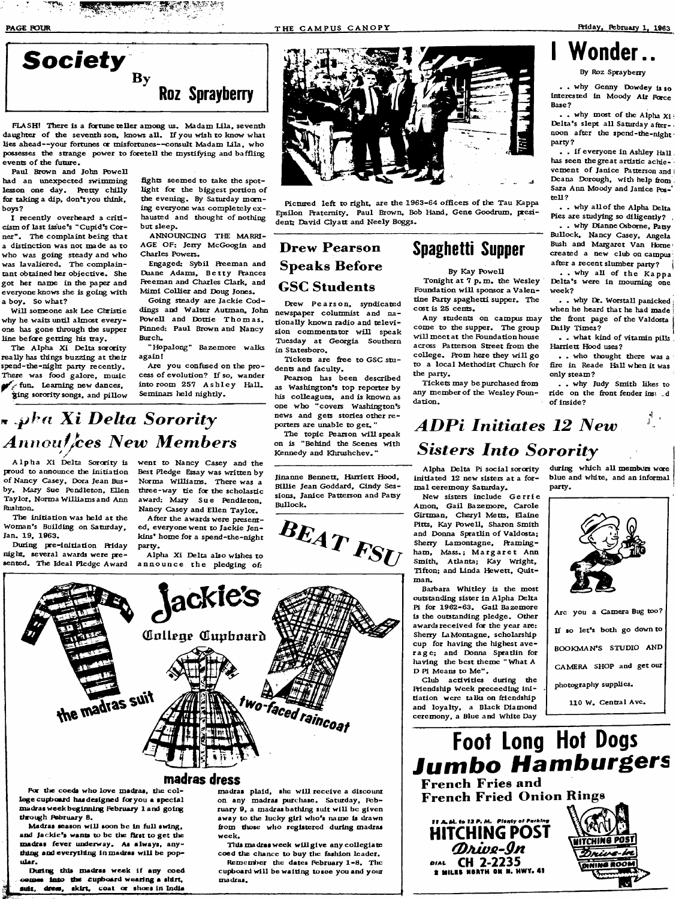# Society

## By Roz Sprayberry

FLASH! There is a fortune teller among us. Madam Lila, seventh daughter of the seventh son, knows all. If you wish to know what lies ahead--your fortunes or misfortunes--consult Madam Lila, who possesses the strange power to foretell the mystifying and baffling events of the future.

Paul Brown and John Powell had an unexpected swimming lesson one day. Pretty chilly for taking a dip, don't you think, boys?

I recently overheard a criticism of last issue's "Cupid's Corner". The complaint being that a distinction was not made as to who was going steady and who was lavaliered. The complaintant obtained her objective. She got her name in the paper and everyone knows she is going with a boy. So what?

Will someone ask Lee Christie why he waits until almost everyone has gone through the supper line before getting his tray.

The Alpha Xi Delta sorority really has things buzzing at their spend-the-night party recently. There was food galore, music fun. Learning new dances, singing sorority songs, and pillow fights seemed to take the spotlight for the biggest portion of the evening. By Saturday morning everyone was completely exhausted and thought of nothing but sleep.

ANNOUNCING THE MARRIAGE OF: Jerry McGoogin and Charles Powers.

Engaged: Sybil Freeman and Duane Adams, Betty Frances Freeman and Charles Clark, and Mimi Collier and Doug Jones.

Going steady are Jackie Coddings and Walter Autman, John Powell and Dottie Thomas. Pinned: Paul Brown and Nancy Burch.

"Hopalong" Bazemore walks again!

Are you confused on the process of evolution? If so, wander into room 257 Ashley Hall. Seminars held nightly.

Pictured left to right, are the 1963-64 officers of the Tau Kappa Epsilon Fraternity, Paul Brown, Bob Hand, Gene Goodrum, president; David Clyatt and Neely Boggs.

# I Wonder..

By Roz Sprayberry

. . why Genny Dowdey is so interested in Moody Air Force Base?

. . why most of the Alpha Xi Delta's slept all Saturday afternoon after the spend-the-night party?

. . if everyone in Ashley Hall has seen the great artistic achievement of Janice Patterson and Deana Dorough, with help from Sara Ann Moody and Janice Postell?

. . why all of the Alpha Delta Pies are studying so diligently?

. . why Dianne Osborne, Patsy Bullock, Nancy Casey, Angela Bush and Margaret Van Horne created a new club on campus after a recent slumber party?

. . why all of the Kappa Delta's were in mourning one week?

. . why Dr. Worstall panicked when he heard that he had made the front page of the Valdosta Daily Times?

. . what kind of vitamin pills Harriett Hood uses?

. . who thought there was a fire in Reade Hall when it was only steam?

. . why Judy Smith likes to ride on the front fender inst..d of inside?

## Drew Pearson Speaks Before GSC Students

Drew Pearson, syndicated newspaper columnist and nationally known radio and television commentator will speak Tuesday at Georgia Southern in Statesboro.

Tickets are free to GSC students and faculty.

Pearson has been described as Washington's top reporter by his colleagues, and is known as one who "covers Washington's news and gets stories other reporters are unable to get."

The topic Pearson will speak on is "Behind the Scenes with Kennedy and Khrushchev."

## Spaghetti Supper

By Kay Powell

Tonight at 7 p.m. the Wesley Foundation will sponsor a Valentine Party spaghetti supper. The cost is 25 cents.

Any students on campus may come to the supper. The group will meet at the Foundation house across Patterson Street from the college. From here they will go to a local Methodist Church for the party.

Tickets may be purchased from any member of the Wesley Foundation.

## Alpha Xi Delta Sorority Announces New Members

Alpha Xi Delta Sorority is proud to announce the initiation of Nancy Casey, Dora Jean Busby, Mary Sue Pendleton, Ellen Taylor, Norma Williams and Ann Rushton.

The initiation was held at the Woman's Building on Saturday, Jan. 19, 1963.

During pre-initiation Friday night, several awards were presented. The Ideal Pledge Award went to Nancy Casey and the Best Pledge Essay was written by Norma Williams. There was a three-way tie for the scholastic award: Mary Sue Pendleton, Nancy Casey and Ellen Taylor.

After the awards were presented, everyone went to Jackie Jenkins' home for a spend-the-night party.

Alpha Xi Delta also wishes to announce the pledging of: Jinanne Bennett, Harriett Hood, Billie Jean Goddard, Cindy Sessions, Janice Patterson and Patsy Bullock.

**BEAT FSU**

## ADPi Initiates 12 New Sisters Into Sorority

Alpha Delta Pi social sorority initiated 12 new sisters at a formal ceremony Saturday.

New sisters include Gerrie Amon, Gail Bazemore, Carole Girtman, Cheryl Metts, Elaine Pitts, Kay Powell, Sharon Smith and Donna Spratlin of Valdosta; Sherry Lamontagne, Framingham, Mass.; Margaret Ann Smith, Atlanta; Kay Wright, Tifton; and Linda Hewett, Quitman.

Barbara Whitley is the most outstanding sister in Alpha Delta Pi for 1962-63. Gail Bazemore is the outstanding pledge. Other awards received for the year are: Sherry LaMontagne, scholarship cup for having the highest average; and Donna Spratlin for having the best theme "What A D Pi Means to Me".

Club activities during the Friendship Week preceeding initiation were talks on friendship and loyalty, a Black Diamond ceremony, a Blue and White Day during which all members wore blue and white, and an informal party.

---

**Jackie's College Cupboard**

the madras suit — two-faced raincoat — madras dress

For the coeds who love madras, the college cupboard has designed for you a special madras week beginning February 1 and going through February 8.

Madras season will soon be in full swing, and Jackie's wants to be the first to get the madras fever underway. As always, anything and everything in madras will be popular.

During this madras week if any coed comes into the cupboard wearing a shirt, suit, dress, skirt, coat or shoes in India madras plaid, she will receive a discount on any madras purchase. Saturday, February 9, a madras bathing suit will be given away to the lucky girl who's name is drawn from those who registered during madras week.

This madras week will give any collegiate coed the chance to buy the fashion leader.

Remember the dates February 1-8. The cupboard will be waiting to see you and your madras.

---

Are you a Camera Bug too?

If so let's both go down to BOOKMAN'S STUDIO AND CAMERA SHOP and get our photography supplies.

110 W. Central Ave.

---

**Foot Long Hot Dogs**
**Jumbo Hamburgers**
**French Fries and French Fried Onion Rings**

11 A.M. to 12 P.M. Plenty of Parking

**HITCHING POST Drive-In**

DIAL CH 2-2235

2 MILES NORTH ON N. HWY. 41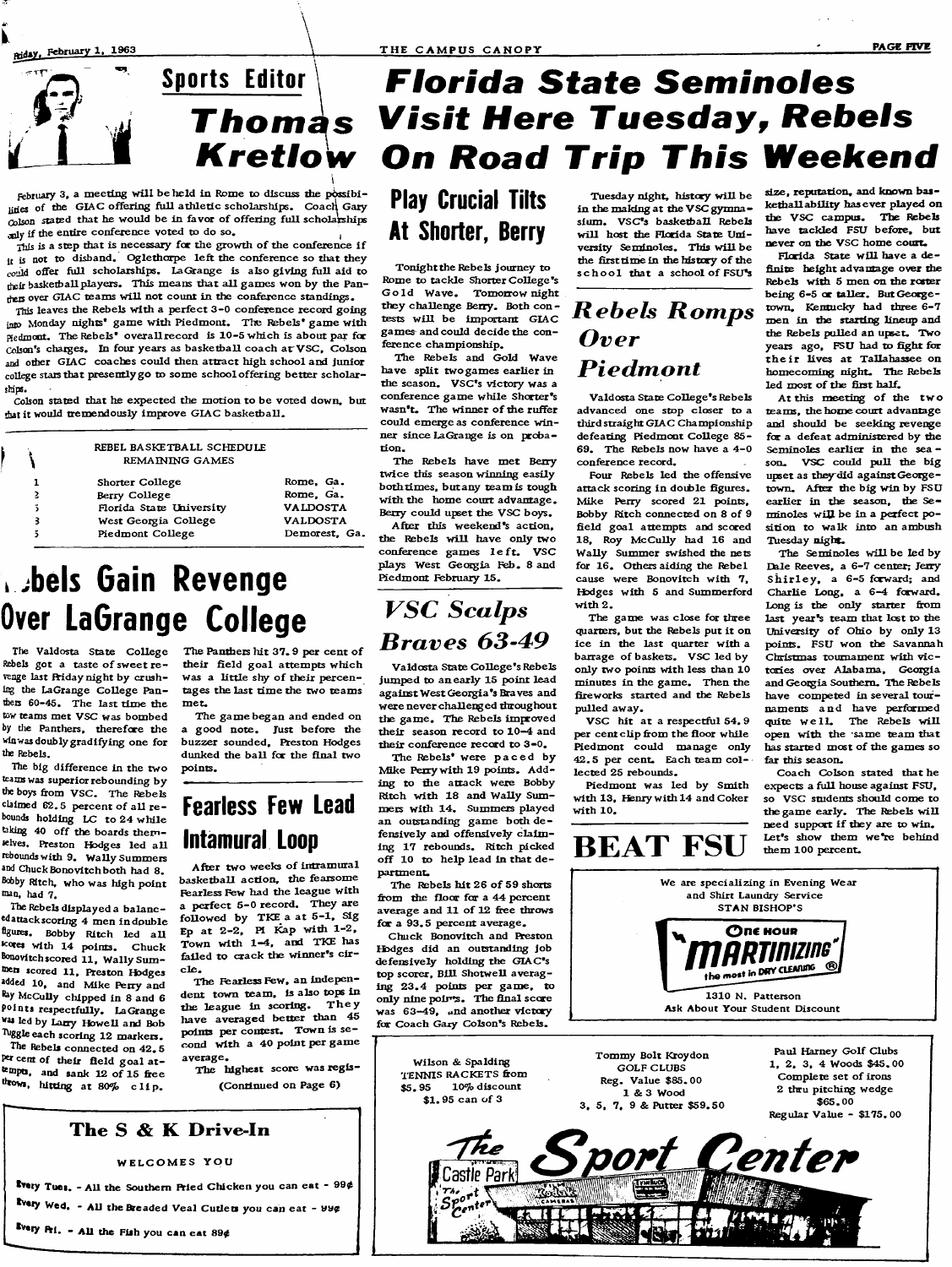# Sports Editor Thomas Kretlow

February 3, a meeting will be held in Rome to discuss the possibilities of the GIAC offering full athletic scholarships. Coach Gary Colson stated that he would be in favor of offering full scholarships only if the entire conference voted to do so.

This is a step that is necessary for the growth of the conference if it is not to disband. Oglethorpe left the conference so that they could offer full scholarships. LaGrange is also giving full aid to their basketball players. This means that all games won by the Panthers over GIAC teams will not count in the conference standings.

This leaves the Rebels with a perfect 3-0 conference record going into Monday nights' game with Piedmont. The Rebels' game with Piedmont. The Rebels' overall record is 10-5 which is about par for Colson's charges. In four years as basketball coach at VSC, Colson and other GIAC coaches could then attract high school and junior college stars that presently go to some school offering better scholarships.

Colson stated that he expected the motion to be voted down, but that it would tremendously improve GIAC basketball.

REBEL BASKETBALL SCHEDULE
REMAINING GAMES

| | | |
|---|---|---|
| 1 | Shorter College | Rome, Ga. |
| 2 | Berry College | Rome, Ga. |
| 5 | Florida State University | VALDOSTA |
| 8 | West Georgia College | VALDOSTA |
| 15 | Piedmont College | Demorest, Ga. |

# Rebels Gain Revenge Over LaGrange College

The Valdosta State College Rebels got a taste of sweet revenge last Friday night by crushing the LaGrange College Panthers 60-45. The last time the two teams met VSC was bombed by the Panthers, therefore the win was doubly gradifying one for the Rebels.

The big difference in the two teams was superior rebounding by the boys from VSC. The Rebels claimed 62.5 percent of all rebounds holding LC to 24 while taking 40 off the boards themselves. Preston Hodges led all rebounds with 9. Wally Summers and Chuck Bonovitch both had 8. Bobby Ritch, who was high point man, had 7.

The Rebels displayed a balanced attack scoring 4 men in double figures. Bobby Ritch led all scores with 14 points. Chuck Bonovitch scored 11, Wally Summers scored 11, Preston Hodges added 10, and Mike Perry and Ray McCully chipped in 8 and 6 points respectfully. LaGrange was led by Larry Howell and Bob Tuggle each scoring 12 markers.

The Rebels connected on 42.5 per cent of their field goal attempts, and sank 12 of 15 free throws, hitting at 80% clip. The Panthers hit 37.9 per cent of their field goal attempts which was a little shy of their percentages the last time the two teams met.

The game began and ended on a good note. Just before the buzzer sounded, Preston Hodges dunked the ball for the final two points.

# Fearless Few Lead Intamural Loop

After two weeks of intramural basketball action, the fearsome Fearless Few had the league with a perfect 5-0 record. They are followed by TKE a at 5-1, Sig Ep at 2-2, Pi Kap with 1-2, Town with 1-4, and TKE has failed to crack the winner's circle.

The Fearless Few, an independent town team, is also tops in the league in scoring. They have averaged better than 45 points per contest. Town is second with a 40 point per game average.

The highest score was regis-

(Continued on Page 6)

# Florida State Seminoles Visit Here Tuesday, Rebels On Road Trip This Weekend

## Play Crucial Tilts At Shorter, Berry

Tonight the Rebels journey to Rome to tackle Shorter College's Gold Wave. Tomorrow night they challenge Berry. Both contests will be important GIAC games and could decide the conference championship.

The Rebels and Gold Wave have split two games earlier in the season. VSC's victory was a conference game while Shorter's wasn't. The winner of the ruffer could emerge as conference winner since LaGrange is on probation.

The Rebels have met Berry twice this season winning easily both times, but any team is tough with the home court advantage. Berry could upset the VSC boys.

After this weekend's action, the Rebels will have only two conference games left. VSC plays West Georgia Feb. 8 and Piedmont February 15.

## *VSC Scalps Braves 63-49*

Valdosta State College's Rebels jumped to an early 15 point lead against West Georgia's Braves and were never challenged throughout the game. The Rebels improved their season record to 10-4 and their conference record to 3-0.

The Rebels' were paced by Mike Perry with 19 points. Adding to the attack were Bobby Ritch with 18 and Wally Summers with 14. Summers played an outstanding game both defensively and offensively claiming 17 rebounds. Ritch picked off 10 to help lead in that department.

The Rebels hit 26 of 59 shorts from the floor for a 44 percent average and 11 of 12 free throws for a 93.5 percent average.

Chuck Bonovitch and Preston Hodges did an outstanding job defensively holding the GIAC's top scorer, Bill Shotwell averaging 23.4 points per game, to only nine points. The final score was 63-49, and another victory for Coach Gary Colson's Rebels.

Tuesday night, history will be in the making at the VSC gymnasium. VSC's basketball Rebels will host the Florida State University Seminoles. This will be the first time in the history of the school that a school of FSU's size, reputation, and known basketball ability has ever played on the VSC campus. The Rebels have tackled FSU before, but never on the VSC home court.

Florida State will have a definite height advantage over the Rebels with 5 men on the roster being 6-5 or taller. But Georgetown, Kentucky had three 6-7 men in the starting lineup and the Rebels pulled an upset. Two years ago, FSU had to fight for their lives at Tallahassee on homecoming night. The Rebels led most of the first half.

At this meeting of the two teams, the home court advantage and should be seeking revenge for a defeat administered by the Seminoles earlier in the season. VSC could pull the big upset as they did against Georgetown. After the big win by FSU earlier in the season, the Seminoles will be in a perfect position to walk into an ambush Tuesday night.

The Seminoles will be led by Dale Reeves, a 6-7 center; Jerry Shirley, a 6-5 forward; and Charlie Long, a 6-4 forward. Long is the only starter from last year's team that lost to the University of Ohio by only 13 points. FSU won the Savannah Christmas tournament with victories over Alabama, Georgia and Georgia Southern. The Rebels have competed in several tournaments and have performed quite well. The Rebels will open with the same team that has started most of the games so far this season.

Coach Colson stated that he expects a full house against FSU, so VSC students should come to the game early. The Rebels will need support if they are to win. Let's show them we're behind them 100 percent.

## *Rebels Romps Over Piedmont*

Valdosta State College's Rebels advanced one step closer to a third straight GIAC Championship defeating Piedmont College 85-69. The Rebels now have a 4-0 conference record.

Four Rebels led the offensive attack scoring in double figures. Mike Perry scored 21 points, Bobby Ritch connected on 8 of 9 field goal attempts and scored 18, Roy McCully had 16 and Wally Summer swished the nets for 16. Others aiding the Rebel cause were Bonovitch with 7, Hodges with 5 and Summerford with 2.

The game was close for three quarters, but the Rebels put it on ice in the last quarter with a barrage of baskets. VSC led by only two points with less than 10 minutes in the game. Then the fireworks started and the Rebels pulled away.

VSC hit at a respectful 54.9 per cent clip from the floor while Piedmont could manage only 42.5 per cent. Each team collected 25 rebounds.

Piedmont was led by Smith with 13, Henry with 14 and Coker with 10.

# BEAT FSU

We are specializing in Evening Wear and Shirt Laundry Service
STAN BISHOP'S

One Hour "Martinizing" the most in DRY CLEANING ®

1310 N. Patterson
Ask About Your Student Discount

Wilson & Spalding
TENNIS RACKETS from $5.95 10% discount
$1.95 can of 3

Tommy Bolt Kroydon
GOLF CLUBS
Reg. Value $85.00
1 & 3 Wood
3, 5, 7, 9 & Putter $59.50

Paul Harney Golf Clubs
1, 2, 3, 4 Woods $45.00
Complete set of irons
2 thru pitching wedge
$65.00
Regular Value - $175.00

The Sport Center
Castle Park

### The S & K Drive-In

WELCOMES YOU

Every Tues. - All the Southern Fried Chicken you can eat - 99¢

Every Wed. - All the Breaded Veal Cutlets you can eat - 99¢

Every Fri. - All the Fish you can eat 89¢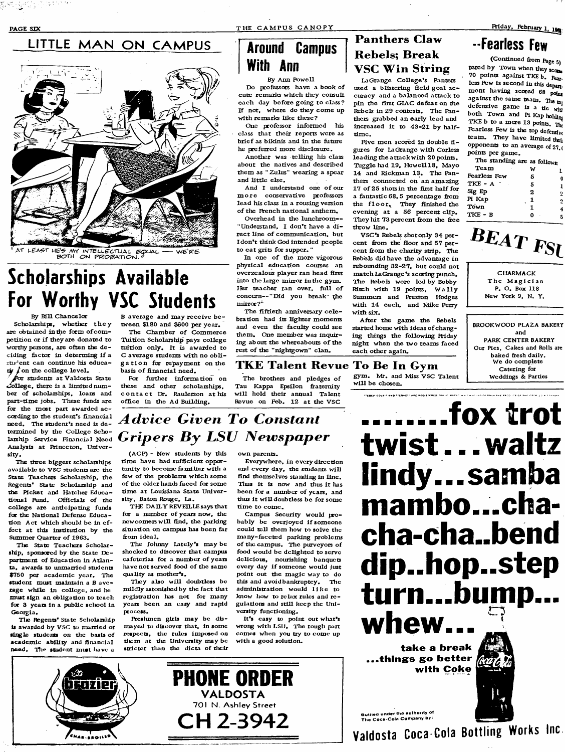## LITTLE MAN ON CAMPUS

"AT LEAST HE'S MY INTELLECTUAL EQUAL — WE'RE BOTH ON PROBATION."

# Scholarships Available For Worthy VSC Students

By Bill Chancelor

Scholarships, whether they are obtained in the form of competition or if they are donated to worthy persons, are often the deciding factor in determing if a student can continue his education on the college level.

For students at Valdosta State College, there is a limited number of scholarships, loans and part-time jobs. These funds are for the most part awarded according to the student's financial need. The student's need is determined by the College Scholarship Service Financial Need Analysis at Princeton, University.

The three biggest scholarships available to VSC students are the State Teachers Scholarship, the Regents' State Scholarship and the Picket and Hatcher Educational Fund. Officials of the college are anticipating funds for the National Defense Education Act which should be in effect at this institution by the Summer Quarter of 1963.

The State Teachers Scholarship, sponsored by the State Department of Education in Atlanta, awards to unmarried students $750 per academic year. The student must maintain a B average while in college, and he must sign an obligation to teach for 3 years in a public school in Georgia.

The Regents' State Scholarship is awarded by VSC to married or single students on the basis of academic ability and financial need. The student must have a B average and may receive between $180 and $600 per year.

The Chamber of Commerce Tuition Scholarship pays college tuition only. It is awarded to C average students with no obligation for repayment on the basis of financial need.

For further information on these and other scholarships, contact Dr. Raulerson at his office in the Ad Building.

# Around Campus With Ann

By Ann Powell

Do professors have a book of cute remarks which they consult each day before going to class? If not, where do they come up with remarks like these?

One professor informed his class that their reports were as brief as bikinis and in the future he preferred more disclosure.

Another was telling his class about the natives and described them as "Zulus" wearing a spear and little else.

And I understand one of our more conservative professors lead his class in a rousing version of the French national anthem.

Overhead in the lunchroom-- "Understand, I don't have a direct line of communication, but I don't think God intended people to eat grits for supper."

In one of the more vigorous physical education courses an overzealous player ran head first into the large mirror in the gym. Her teacher ran over, full of concern--"Did you break the mirror?"

The fiftieth anniversary celebration had its lighter moments and even the faculty could see them. One member was inquiring about the whereabouts of the rest of the "nightgown" clan.

# Panthers Claw Rebels; Break VSC Win String

LaGrange College's Panters used a blistering field goal accuracy and a balanced attack to pin the first GIAC defeat on the Rebels in 29 contests. The Panthers grabbed an early lead and increased it to 43-21 by halftime.

Five men scored in double figures for LaGrange with Corless leading the attack with 20 points. Tuggle had 19, Howell 18, Mayo 14 and Rickman 13. The Panthers connected on an amazing 17 of 25 shots in the first half for a fantastic 68.5 percentage from the floor. They finished the evening at a 56 percent clip. They hit 73 percent from the free throw line.

VSC's Rebels shot only 34 percent from the floor and 57 percent from the charity strip. The Rebels did have the advantage in rebounding 32-27, but could not match LaGrange's scoring punch. The Rebels were led by Bobby Ritch with 19 points, Wally Summers and Preston Hodges with 14 each, and Mike Perry with six.

After the game the Rebels started home with ideas of changing things the following Friday night when the two teams faced each other again.

# --Fearless Few

(Continued from Page 5)

tered by Town when they scored 70 points against TKE b. Fearless Few is second in this department having scored 68 points against the same team. The top defensive game is a tie with both Town and Pi Kap holding TKE b to a mere 13 points. The Fearless Few is the top defensive team. They have limited their opponents to an average of 27.( points per game.

The standing are as follows:

| Team | W | L |
|---|---|---|
| Fearless Few | 5 | 0 |
| TKE - A | 5 | 1 |
| Sig Ep | 2 | 2 |
| Pi Kap | 1 | 2 |
| Town | 1 | 4 |
| TKE - B | 0 | 5 |

**BEAT FSU**

CHARMACK
The Magician
P. O. Box 118
New York 9, N. Y.

BROOKWOOD PLAZA BAKERY
and
PARK CENTER BAKERY
Our Pies, Cakes and Rolls are baked fresh daily.
We do complete Catering for Weddings & Parties

# TKE Talent Revue To Be In Gym

The brothers and pledges of Tau Kappa Epsilon fraternity will hold their annual Talent Revue on Feb. 12 at the VSC gym. Mr. and Miss VSC Talent will be chosen.

# *Advice Given To Constant Gripers By LSU Newspaper*

(ACP) - New students by this time have had sufficient opportunity to become familiar with a few of the problems which some of the older hands faced for some time at Louisiana State University, Baton Rouge, La.

THE DAILY REVEILLE says that for a number of years now, the newcomers will find, the parking situation on campus has been far from ideal.

The Johnny Lately's may be shocked to discover that campus cafeterias for a number of years have not served food of the same quality as mother's.

They also will doubtless be mildly astonished by the fact that registration has not for many years been an easy and rapid process.

Freshmen girls may be dismayed to discover that, in some respects, the rules imposed on them at the University may be stricter than the dicta of their own parents.

Everywhere, in every direction and every day, the students will find themselves standing in line. Thus it is now and thus it has been for a number of years, and thus it will doubtless be for some time to come.

Campus Security would probably be overjoyed if someone could tell them how to solve the many-faceted parking problems of the campus. The purveyors of food would be delighted to serve delicious, nourishing banquets every day if someone would just point out the magic way to do this and avoid bankruptcy. The administration would like to know how to relax rules and regulations and still keep the University functioning.

It's easy to point out what's wrong with LSU. The rough part comes when you try to come up with a good solution.

**........fox trot twist...waltz lindy...samba mambo...cha-cha-cha..bend dip..hop..step turn...bump... whew...**

**take a break ...things go better with Coke**

Bottled under the authority of The Coca-Cola Company by:

**Valdosta Coca-Cola Bottling Works Inc.**

the brazier — CHAR-BROILED

**PHONE ORDER**
VALDOSTA
701 N. Ashley Street
**CH 2-3942**